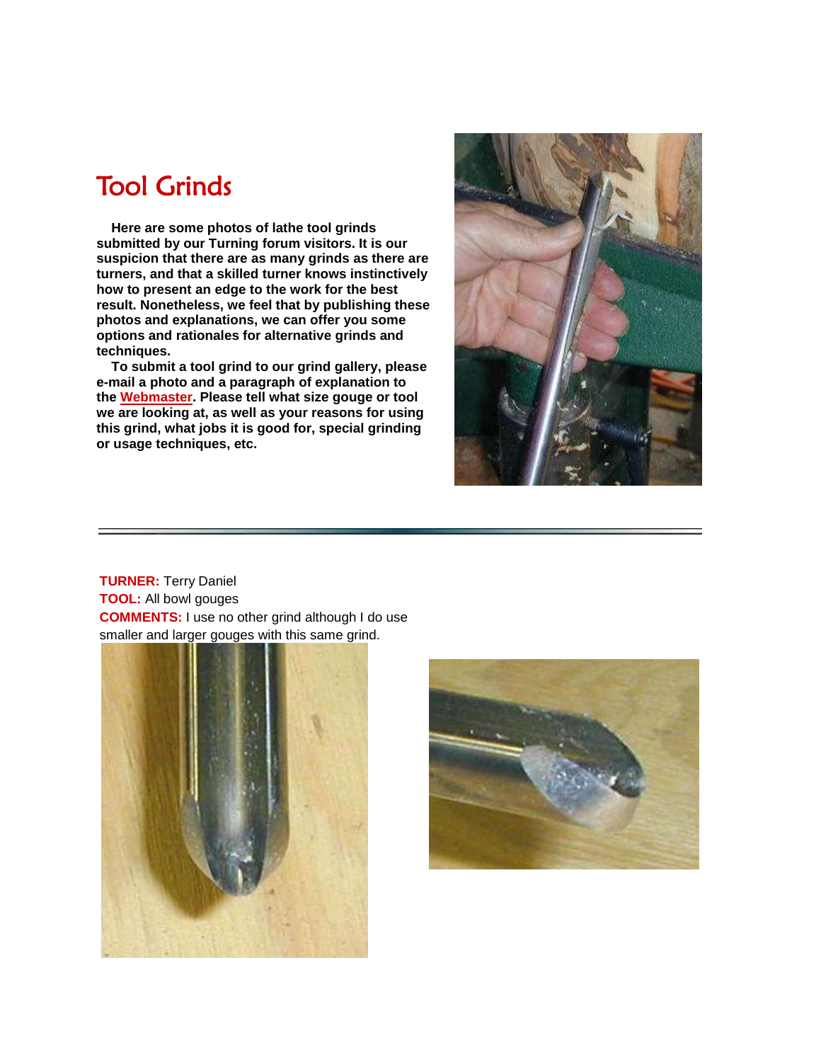# Tool Grinds

**Here are some photos of lathe tool grinds submitted by our Turning forum visitors. It is our suspicion that there are as many grinds as there are turners, and that a skilled turner knows instinctively how to present an edge to the work for the best result. Nonetheless, we feel that by publishing these photos and explanations, we can offer you some options and rationales for alternative grinds and techniques.**

**To submit a tool grind to our grind gallery, please e-mail a photo and a paragraph of explanation to the Webmaster. Please tell what size gouge or tool we are looking at, as well as your reasons for using this grind, what jobs it is good for, special grinding or usage techniques, etc.**

---

**TURNER:** Terry Daniel
**TOOL:** All bowl gouges
**COMMENTS:** I use no other grind although I do use smaller and larger gouges with this same grind.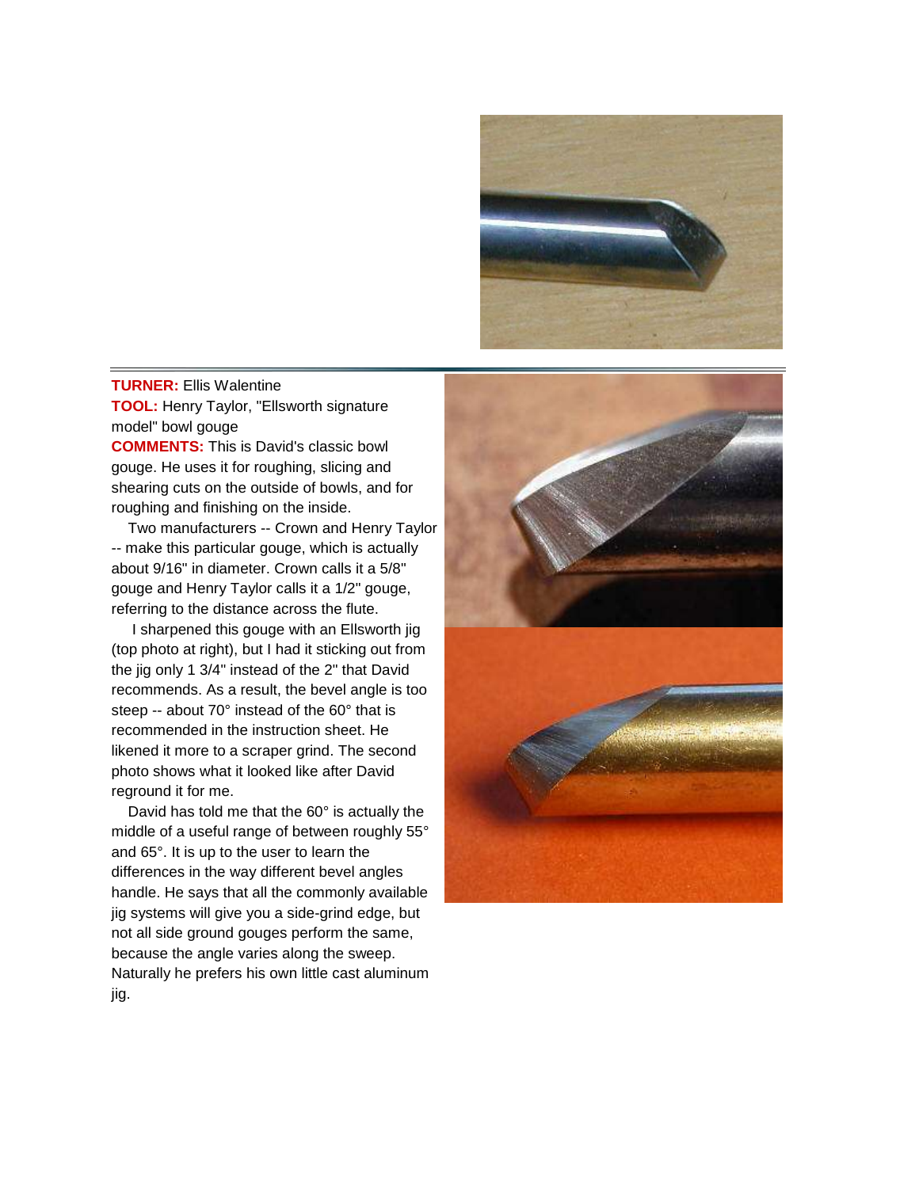**TURNER:** Ellis Walentine

**TOOL:** Henry Taylor, "Ellsworth signature model" bowl gouge

**COMMENTS:** This is David's classic bowl gouge. He uses it for roughing, slicing and shearing cuts on the outside of bowls, and for roughing and finishing on the inside.

Two manufacturers -- Crown and Henry Taylor -- make this particular gouge, which is actually about 9/16" in diameter. Crown calls it a 5/8" gouge and Henry Taylor calls it a 1/2" gouge, referring to the distance across the flute.

I sharpened this gouge with an Ellsworth jig (top photo at right), but I had it sticking out from the jig only 1 3/4" instead of the 2" that David recommends. As a result, the bevel angle is too steep -- about 70° instead of the 60° that is recommended in the instruction sheet. He likened it more to a scraper grind. The second photo shows what it looked like after David reground it for me.

David has told me that the 60° is actually the middle of a useful range of between roughly 55° and 65°. It is up to the user to learn the differences in the way different bevel angles handle. He says that all the commonly available jig systems will give you a side-grind edge, but not all side ground gouges perform the same, because the angle varies along the sweep. Naturally he prefers his own little cast aluminum jig.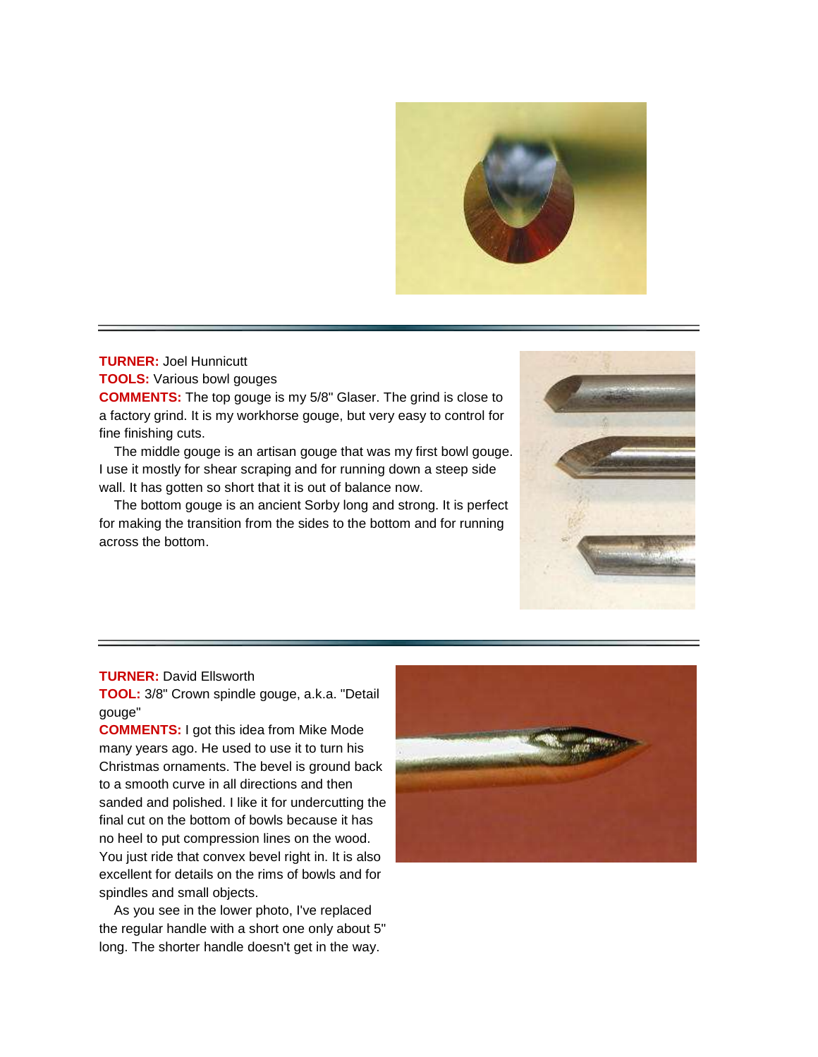**TURNER:** Joel Hunnicutt

**TOOLS:** Various bowl gouges

**COMMENTS:** The top gouge is my 5/8" Glaser. The grind is close to a factory grind. It is my workhorse gouge, but very easy to control for fine finishing cuts.

The middle gouge is an artisan gouge that was my first bowl gouge. I use it mostly for shear scraping and for running down a steep side wall. It has gotten so short that it is out of balance now.

The bottom gouge is an ancient Sorby long and strong. It is perfect for making the transition from the sides to the bottom and for running across the bottom.

---

**TURNER:** David Ellsworth

**TOOL:** 3/8" Crown spindle gouge, a.k.a. "Detail gouge"

**COMMENTS:** I got this idea from Mike Mode many years ago. He used to use it to turn his Christmas ornaments. The bevel is ground back to a smooth curve in all directions and then sanded and polished. I like it for undercutting the final cut on the bottom of bowls because it has no heel to put compression lines on the wood. You just ride that convex bevel right in. It is also excellent for details on the rims of bowls and for spindles and small objects.

As you see in the lower photo, I've replaced the regular handle with a short one only about 5" long. The shorter handle doesn't get in the way.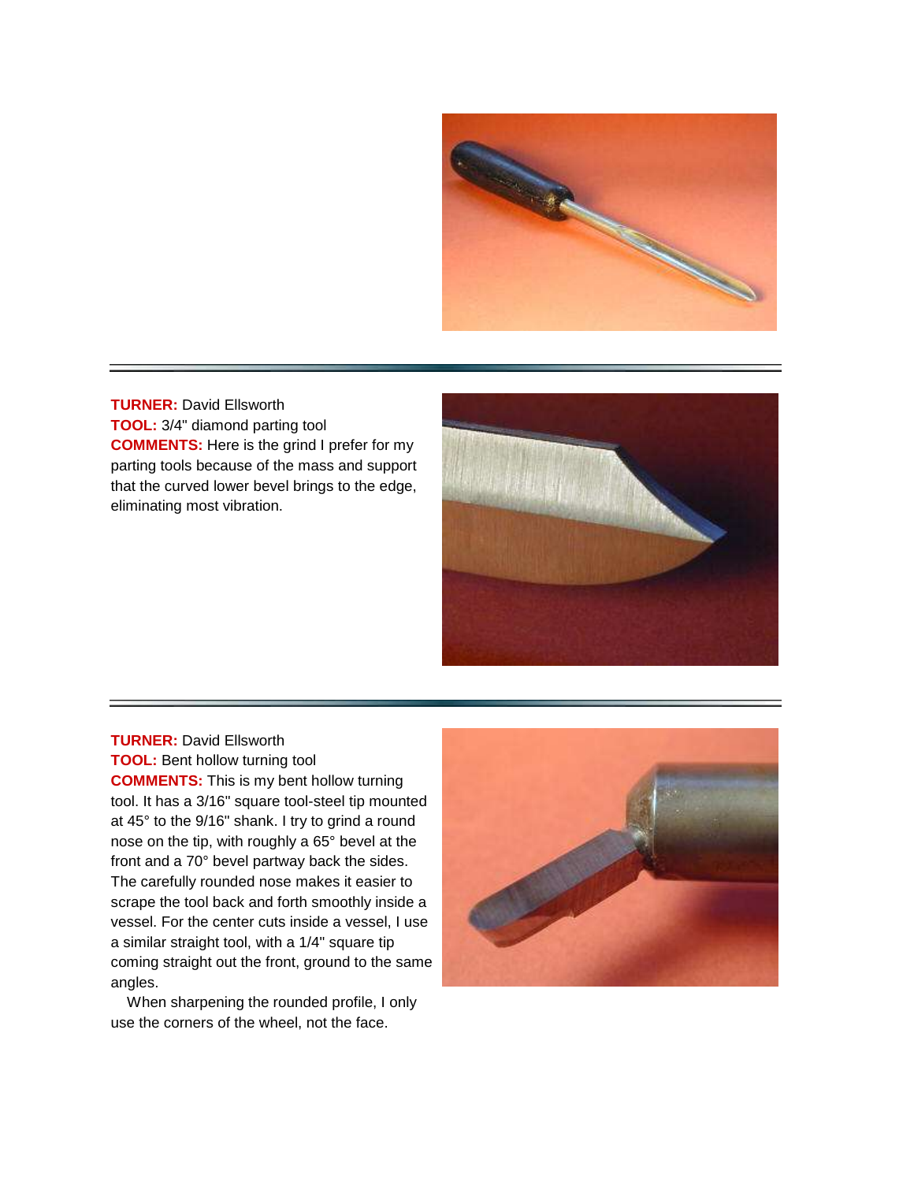**TURNER:** David Ellsworth
**TOOL:** 3/4" diamond parting tool
**COMMENTS:** Here is the grind I prefer for my parting tools because of the mass and support that the curved lower bevel brings to the edge, eliminating most vibration.

---

**TURNER:** David Ellsworth
**TOOL:** Bent hollow turning tool
**COMMENTS:** This is my bent hollow turning tool. It has a 3/16" square tool-steel tip mounted at 45° to the 9/16" shank. I try to grind a round nose on the tip, with roughly a 65° bevel at the front and a 70° bevel partway back the sides. The carefully rounded nose makes it easier to scrape the tool back and forth smoothly inside a vessel. For the center cuts inside a vessel, I use a similar straight tool, with a 1/4" square tip coming straight out the front, ground to the same angles.

When sharpening the rounded profile, I only use the corners of the wheel, not the face.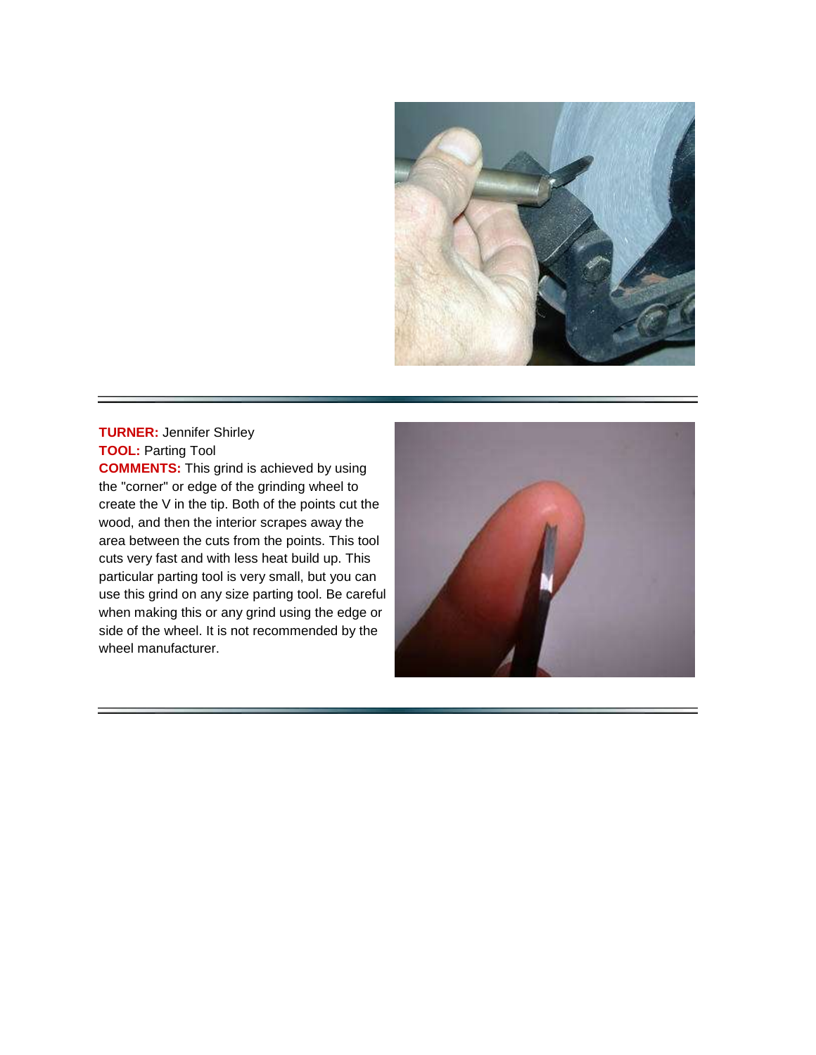**TURNER:** Jennifer Shirley
**TOOL:** Parting Tool
**COMMENTS:** This grind is achieved by using the "corner" or edge of the grinding wheel to create the V in the tip. Both of the points cut the wood, and then the interior scrapes away the area between the cuts from the points. This tool cuts very fast and with less heat build up. This particular parting tool is very small, but you can use this grind on any size parting tool. Be careful when making this or any grind using the edge or side of the wheel. It is not recommended by the wheel manufacturer.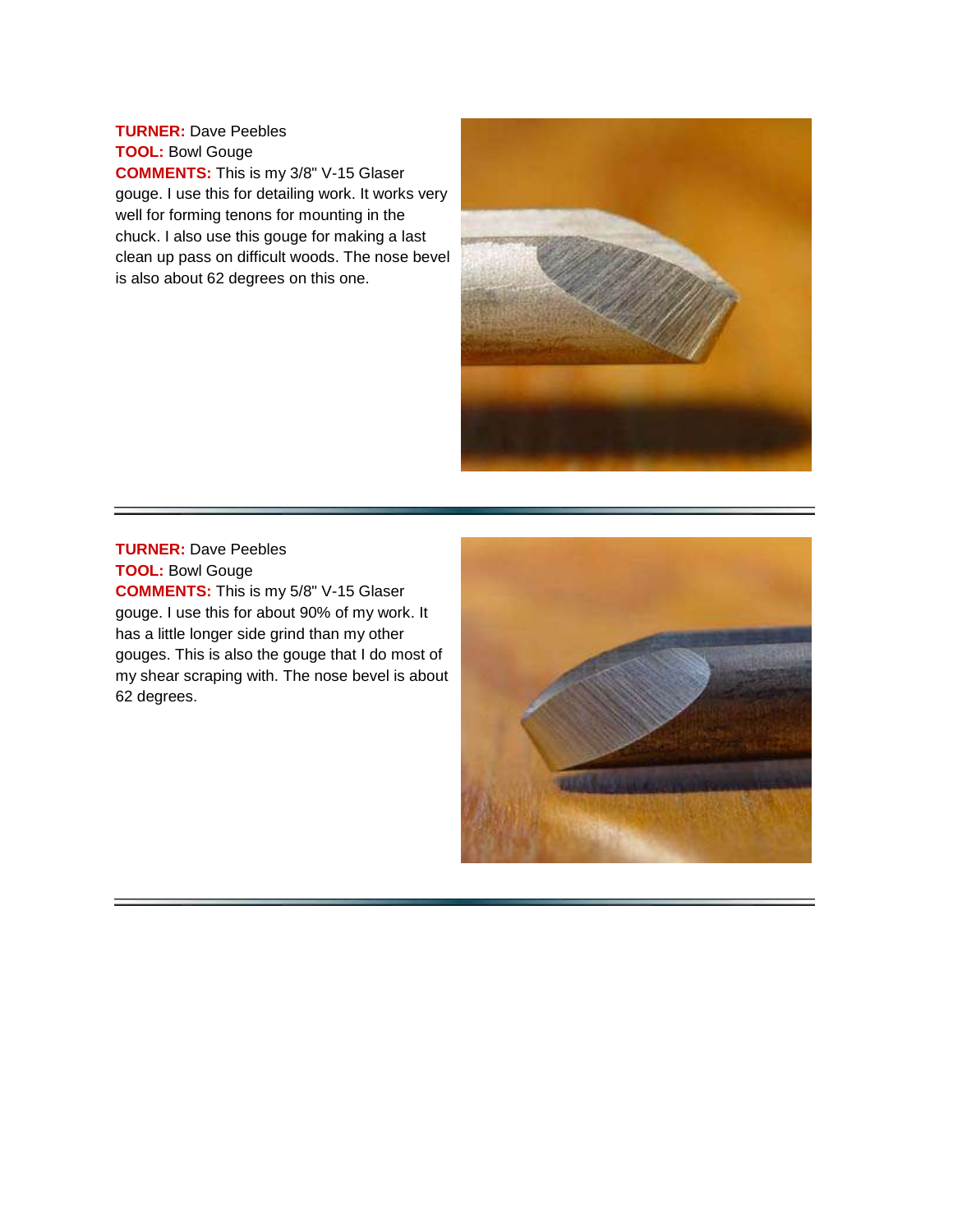**TURNER:** Dave Peebles
**TOOL:** Bowl Gouge
**COMMENTS:** This is my 3/8" V-15 Glaser gouge. I use this for detailing work. It works very well for forming tenons for mounting in the chuck. I also use this gouge for making a last clean up pass on difficult woods. The nose bevel is also about 62 degrees on this one.

---

**TURNER:** Dave Peebles
**TOOL:** Bowl Gouge
**COMMENTS:** This is my 5/8" V-15 Glaser gouge. I use this for about 90% of my work. It has a little longer side grind than my other gouges. This is also the gouge that I do most of my shear scraping with. The nose bevel is about 62 degrees.

---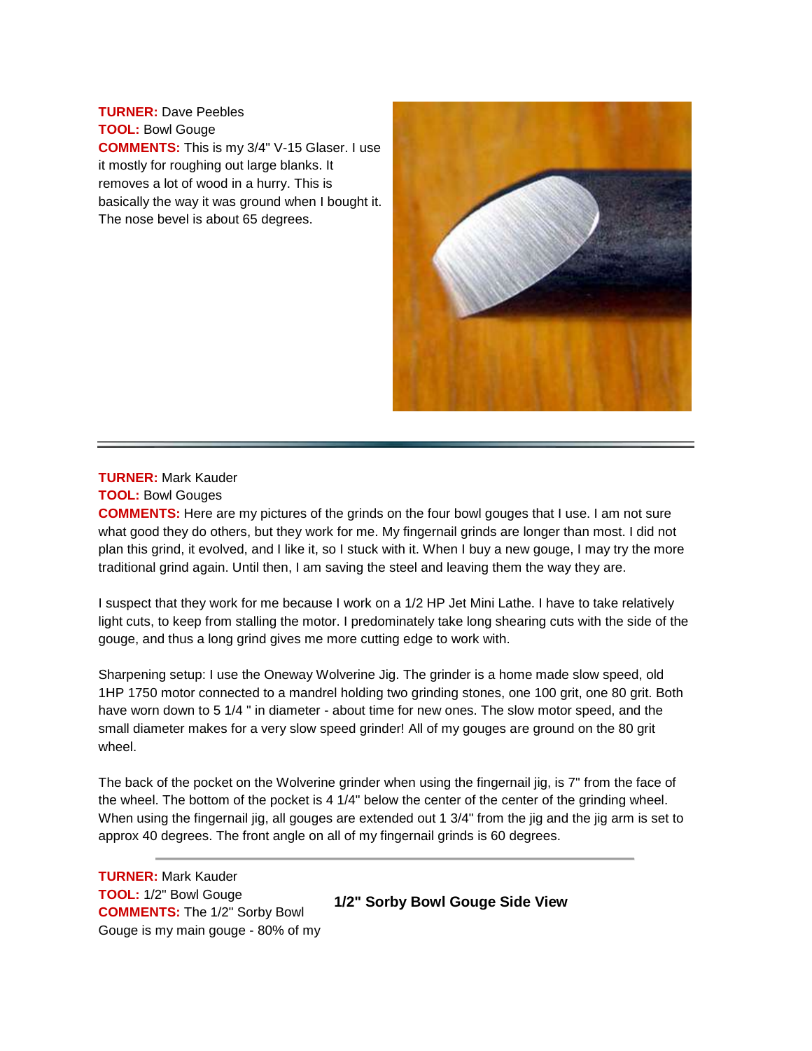**TURNER:** Dave Peebles
**TOOL:** Bowl Gouge
**COMMENTS:** This is my 3/4" V-15 Glaser. I use it mostly for roughing out large blanks. It removes a lot of wood in a hurry. This is basically the way it was ground when I bought it. The nose bevel is about 65 degrees.

---

**TURNER:** Mark Kauder
**TOOL:** Bowl Gouges
**COMMENTS:** Here are my pictures of the grinds on the four bowl gouges that I use. I am not sure what good they do others, but they work for me. My fingernail grinds are longer than most. I did not plan this grind, it evolved, and I like it, so I stuck with it. When I buy a new gouge, I may try the more traditional grind again. Until then, I am saving the steel and leaving them the way they are.

I suspect that they work for me because I work on a 1/2 HP Jet Mini Lathe. I have to take relatively light cuts, to keep from stalling the motor. I predominately take long shearing cuts with the side of the gouge, and thus a long grind gives me more cutting edge to work with.

Sharpening setup: I use the Oneway Wolverine Jig. The grinder is a home made slow speed, old 1HP 1750 motor connected to a mandrel holding two grinding stones, one 100 grit, one 80 grit. Both have worn down to 5 1/4 " in diameter - about time for new ones. The slow motor speed, and the small diameter makes for a very slow speed grinder! All of my gouges are ground on the 80 grit wheel.

The back of the pocket on the Wolverine grinder when using the fingernail jig, is 7" from the face of the wheel. The bottom of the pocket is 4 1/4" below the center of the center of the grinding wheel. When using the fingernail jig, all gouges are extended out 1 3/4" from the jig and the jig arm is set to approx 40 degrees. The front angle on all of my fingernail grinds is 60 degrees.

---

**TURNER:** Mark Kauder
**TOOL:** 1/2" Bowl Gouge
**COMMENTS:** The 1/2" Sorby Bowl Gouge is my main gouge - 80% of my

**1/2" Sorby Bowl Gouge Side View**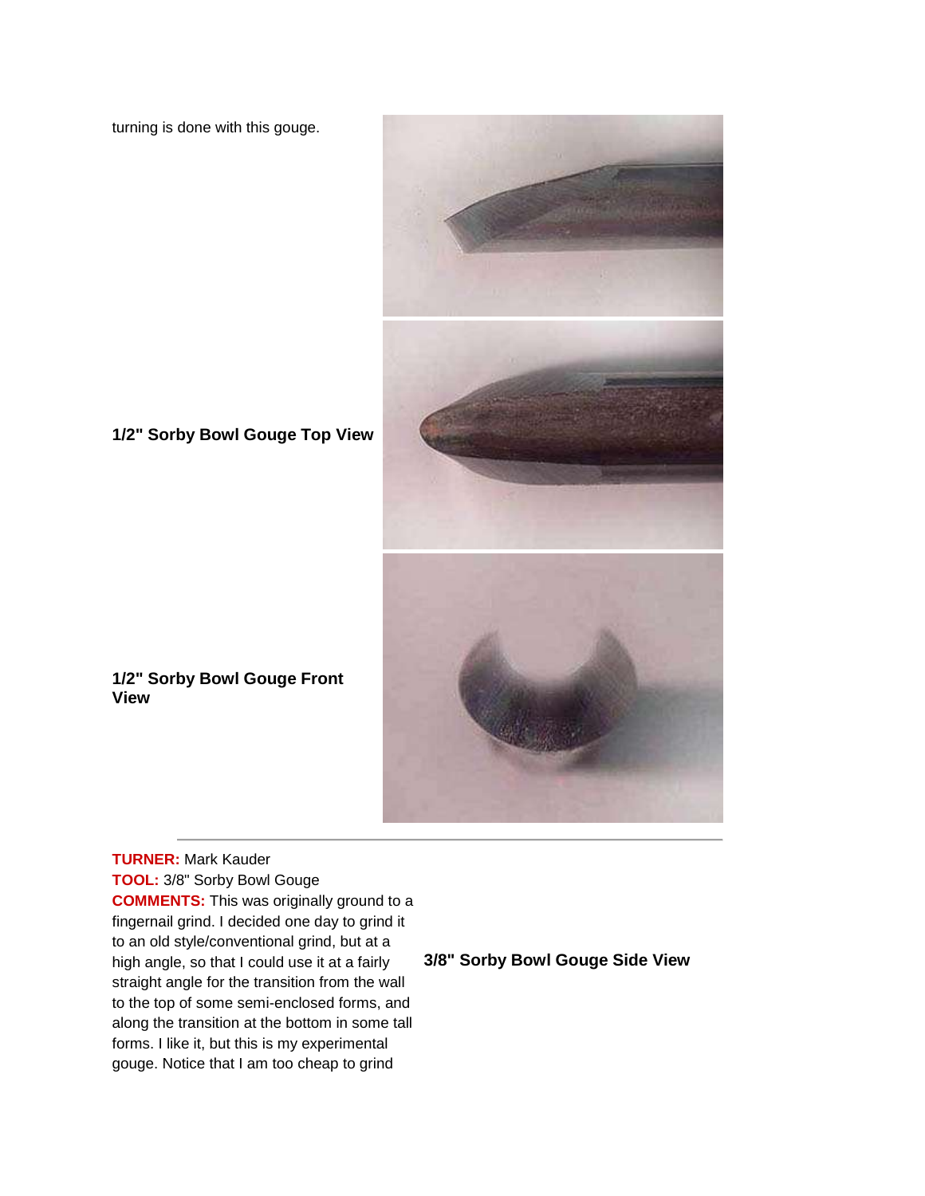turning is done with this gouge.

**1/2" Sorby Bowl Gouge Top View**

**1/2" Sorby Bowl Gouge Front View**

---

**TURNER:** Mark Kauder
**TOOL:** 3/8" Sorby Bowl Gouge
**COMMENTS:** This was originally ground to a fingernail grind. I decided one day to grind it to an old style/conventional grind, but at a high angle, so that I could use it at a fairly straight angle for the transition from the wall to the top of some semi-enclosed forms, and along the transition at the bottom in some tall forms. I like it, but this is my experimental gouge. Notice that I am too cheap to grind

**3/8" Sorby Bowl Gouge Side View**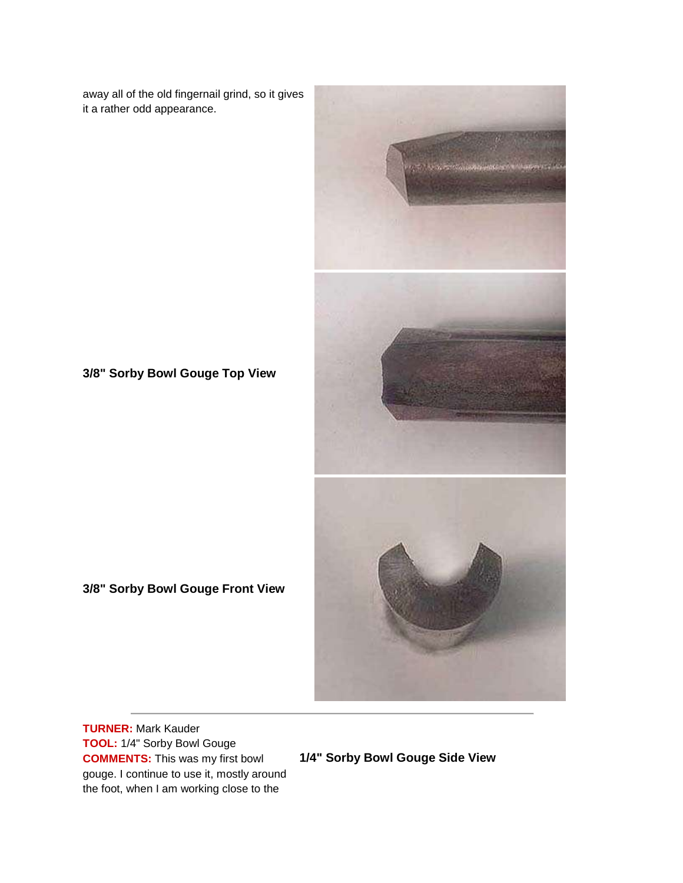away all of the old fingernail grind, so it gives it a rather odd appearance.

**3/8" Sorby Bowl Gouge Top View**

**3/8" Sorby Bowl Gouge Front View**

---

**TURNER:** Mark Kauder
**TOOL:** 1/4" Sorby Bowl Gouge
**COMMENTS:** This was my first bowl gouge. I continue to use it, mostly around the foot, when I am working close to the

**1/4" Sorby Bowl Gouge Side View**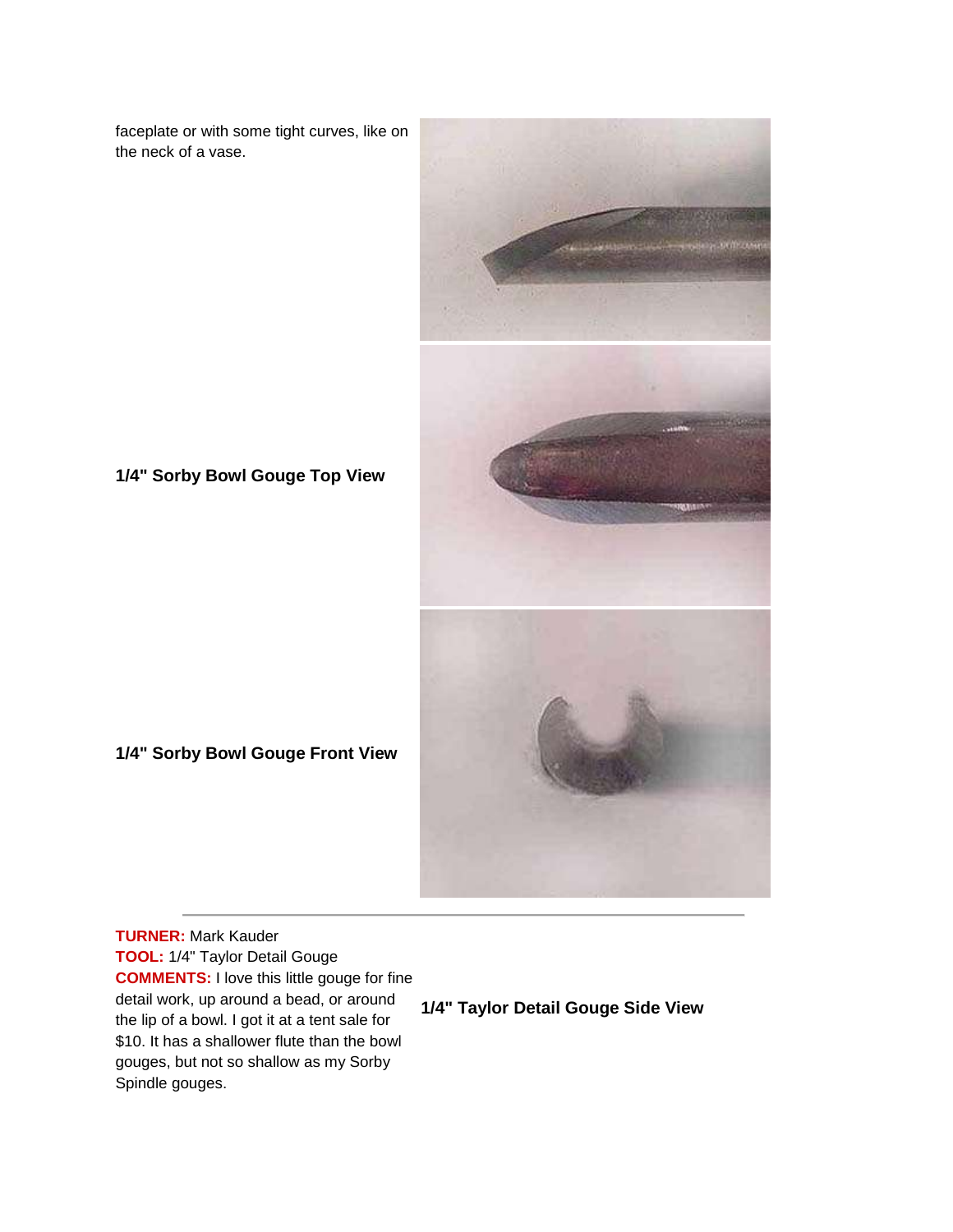faceplate or with some tight curves, like on the neck of a vase.

**1/4" Sorby Bowl Gouge Top View**

**1/4" Sorby Bowl Gouge Front View**

---

**TURNER:** Mark Kauder
**TOOL:** 1/4" Taylor Detail Gouge
**COMMENTS:** I love this little gouge for fine detail work, up around a bead, or around the lip of a bowl. I got it at a tent sale for $10. It has a shallower flute than the bowl gouges, but not so shallow as my Sorby Spindle gouges.

**1/4" Taylor Detail Gouge Side View**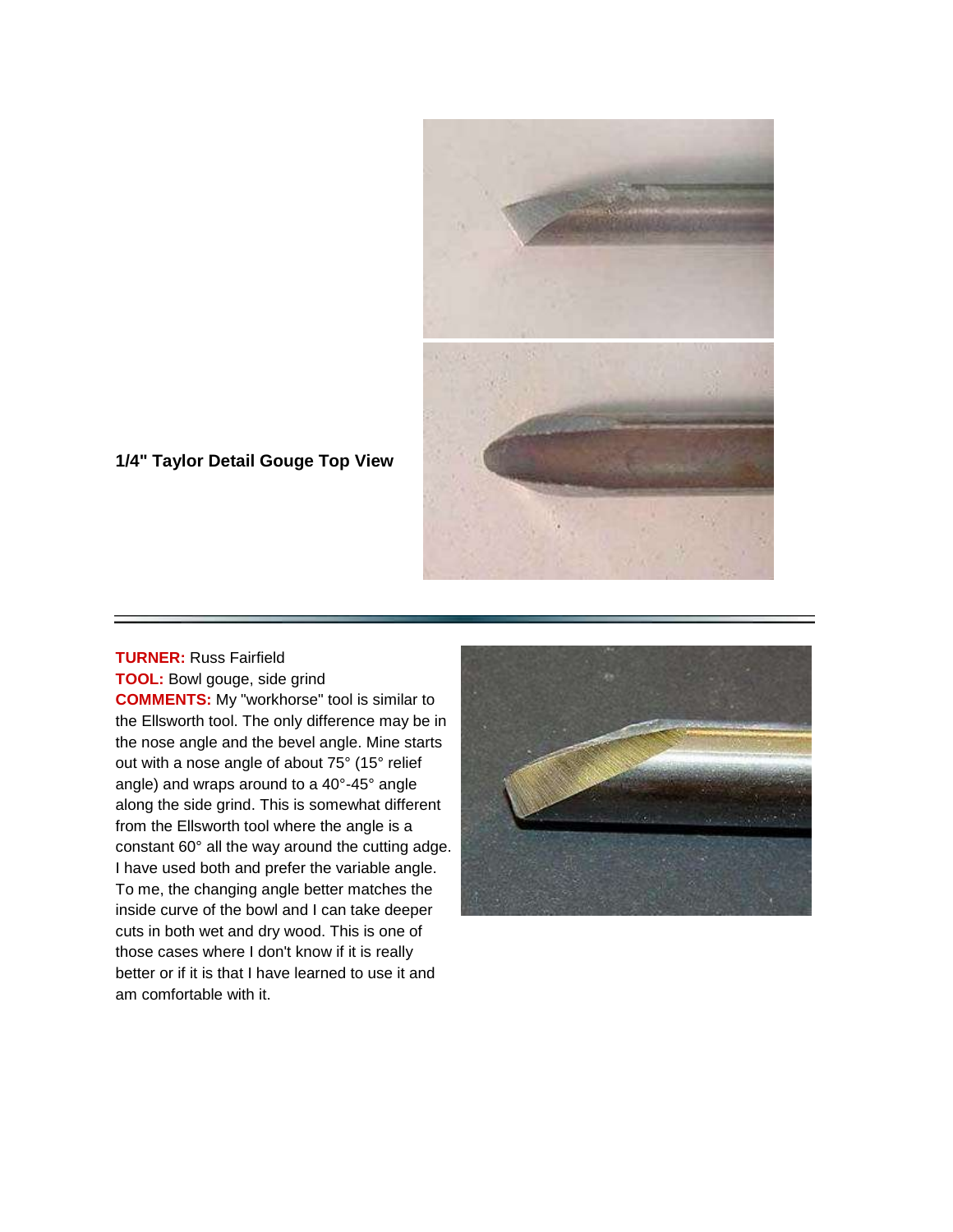**1/4" Taylor Detail Gouge Top View**

---

**TURNER:** Russ Fairfield
**TOOL:** Bowl gouge, side grind
**COMMENTS:** My "workhorse" tool is similar to the Ellsworth tool. The only difference may be in the nose angle and the bevel angle. Mine starts out with a nose angle of about 75° (15° relief angle) and wraps around to a 40°-45° angle along the side grind. This is somewhat different from the Ellsworth tool where the angle is a constant 60° all the way around the cutting adge. I have used both and prefer the variable angle. To me, the changing angle better matches the inside curve of the bowl and I can take deeper cuts in both wet and dry wood. This is one of those cases where I don't know if it is really better or if it is that I have learned to use it and am comfortable with it.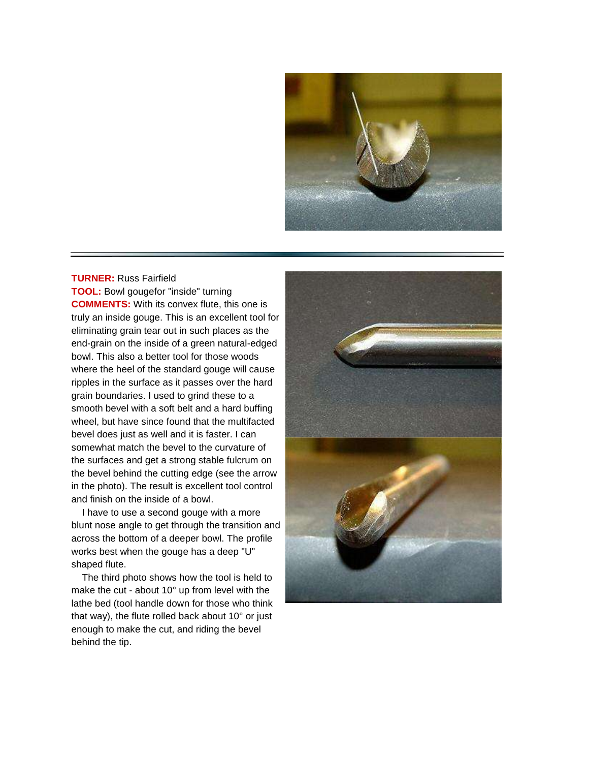**TURNER:** Russ Fairfield

**TOOL:** Bowl gougefor "inside" turning

**COMMENTS:** With its convex flute, this one is truly an inside gouge. This is an excellent tool for eliminating grain tear out in such places as the end-grain on the inside of a green natural-edged bowl. This also a better tool for those woods where the heel of the standard gouge will cause ripples in the surface as it passes over the hard grain boundaries. I used to grind these to a smooth bevel with a soft belt and a hard buffing wheel, but have since found that the multifacted bevel does just as well and it is faster. I can somewhat match the bevel to the curvature of the surfaces and get a strong stable fulcrum on the bevel behind the cutting edge (see the arrow in the photo). The result is excellent tool control and finish on the inside of a bowl.

I have to use a second gouge with a more blunt nose angle to get through the transition and across the bottom of a deeper bowl. The profile works best when the gouge has a deep "U" shaped flute.

The third photo shows how the tool is held to make the cut - about 10° up from level with the lathe bed (tool handle down for those who think that way), the flute rolled back about 10° or just enough to make the cut, and riding the bevel behind the tip.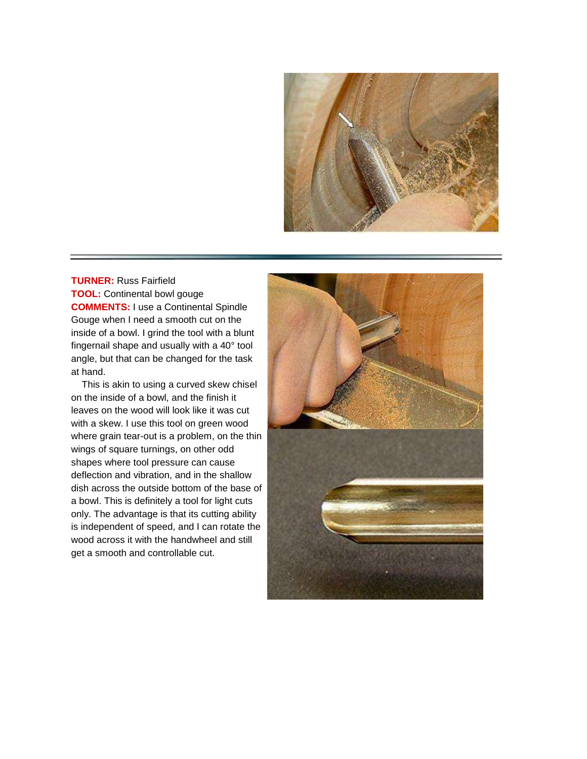**TURNER:** Russ Fairfield
**TOOL:** Continental bowl gouge
**COMMENTS:** I use a Continental Spindle Gouge when I need a smooth cut on the inside of a bowl. I grind the tool with a blunt fingernail shape and usually with a 40° tool angle, but that can be changed for the task at hand.

This is akin to using a curved skew chisel on the inside of a bowl, and the finish it leaves on the wood will look like it was cut with a skew. I use this tool on green wood where grain tear-out is a problem, on the thin wings of square turnings, on other odd shapes where tool pressure can cause deflection and vibration, and in the shallow dish across the outside bottom of the base of a bowl. This is definitely a tool for light cuts only. The advantage is that its cutting ability is independent of speed, and I can rotate the wood across it with the handwheel and still get a smooth and controllable cut.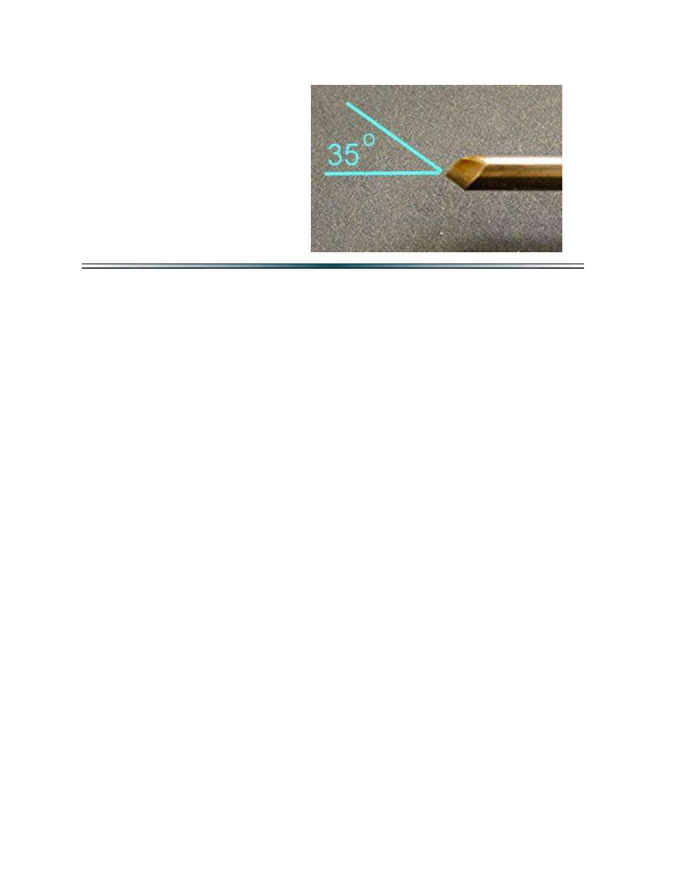35°